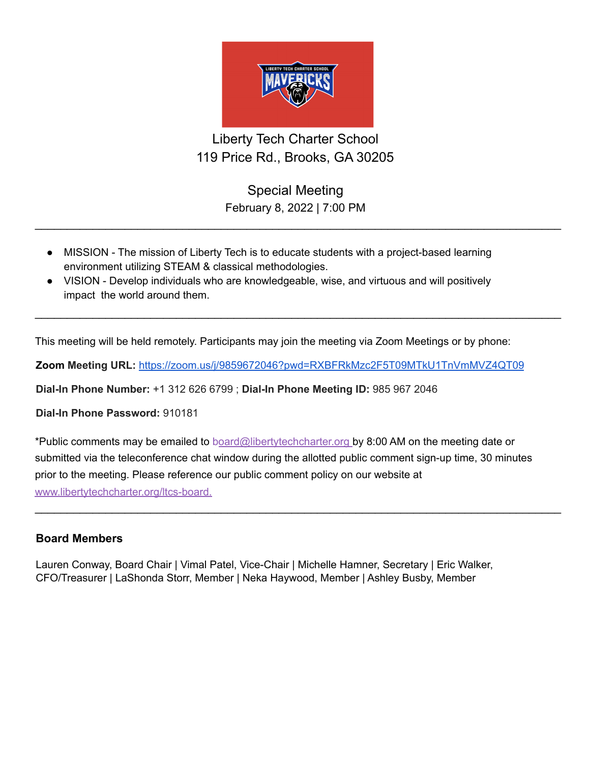# Liberty Tech Charter School

119 Price Rd., Brooks, GA 30205

## Special Meeting

February 8, 2022 | 7:00 PM

---

- MISSION - The mission of Liberty Tech is to educate students with a project-based learning environment utilizing STEAM & classical methodologies.
- VISION - Develop individuals who are knowledgeable, wise, and virtuous and will positively impact the world around them.

---

This meeting will be held remotely. Participants may join the meeting via Zoom Meetings or by phone:

**Zoom Meeting URL:** https://zoom.us/j/9859672046?pwd=RXBFRkMzc2F5T09MTkU1TnVmMVZ4QT09

**Dial-In Phone Number:** +1 312 626 6799 ; **Dial-In Phone Meeting ID:** 985 967 2046

**Dial-In Phone Password:** 910181

*Public comments may be emailed to board@libertytechcharter.org by 8:00 AM on the meeting date or submitted via the teleconference chat window during the allotted public comment sign-up time, 30 minutes prior to the meeting. Please reference our public comment policy on our website at www.libertytechcharter.org/ltcs-board.

---

### Board Members

Lauren Conway, Board Chair | Vimal Patel, Vice-Chair | Michelle Hamner, Secretary | Eric Walker, CFO/Treasurer | LaShonda Storr, Member | Neka Haywood, Member | Ashley Busby, Member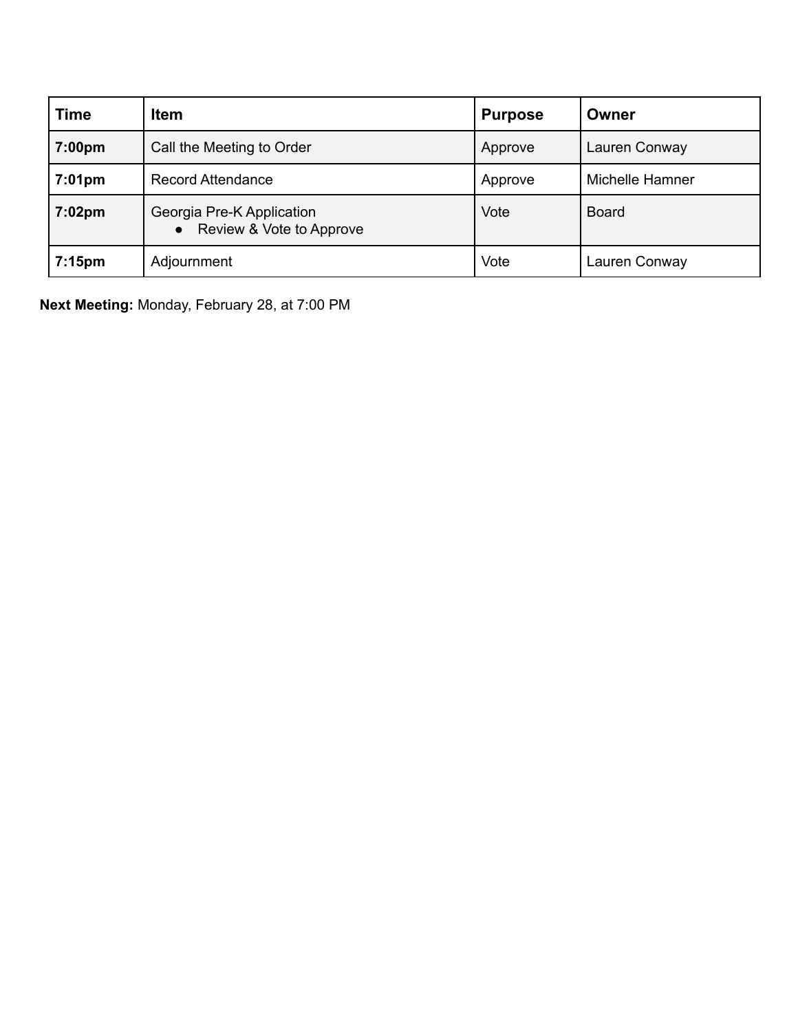| Time | Item | Purpose | Owner |
|---|---|---|---|
| **7:00pm** | Call the Meeting to Order | Approve | Lauren Conway |
| **7:01pm** | Record Attendance | Approve | Michelle Hamner |
| **7:02pm** | Georgia Pre-K Application<br>● Review & Vote to Approve | Vote | Board |
| **7:15pm** | Adjournment | Vote | Lauren Conway |

**Next Meeting:** Monday, February 28, at 7:00 PM